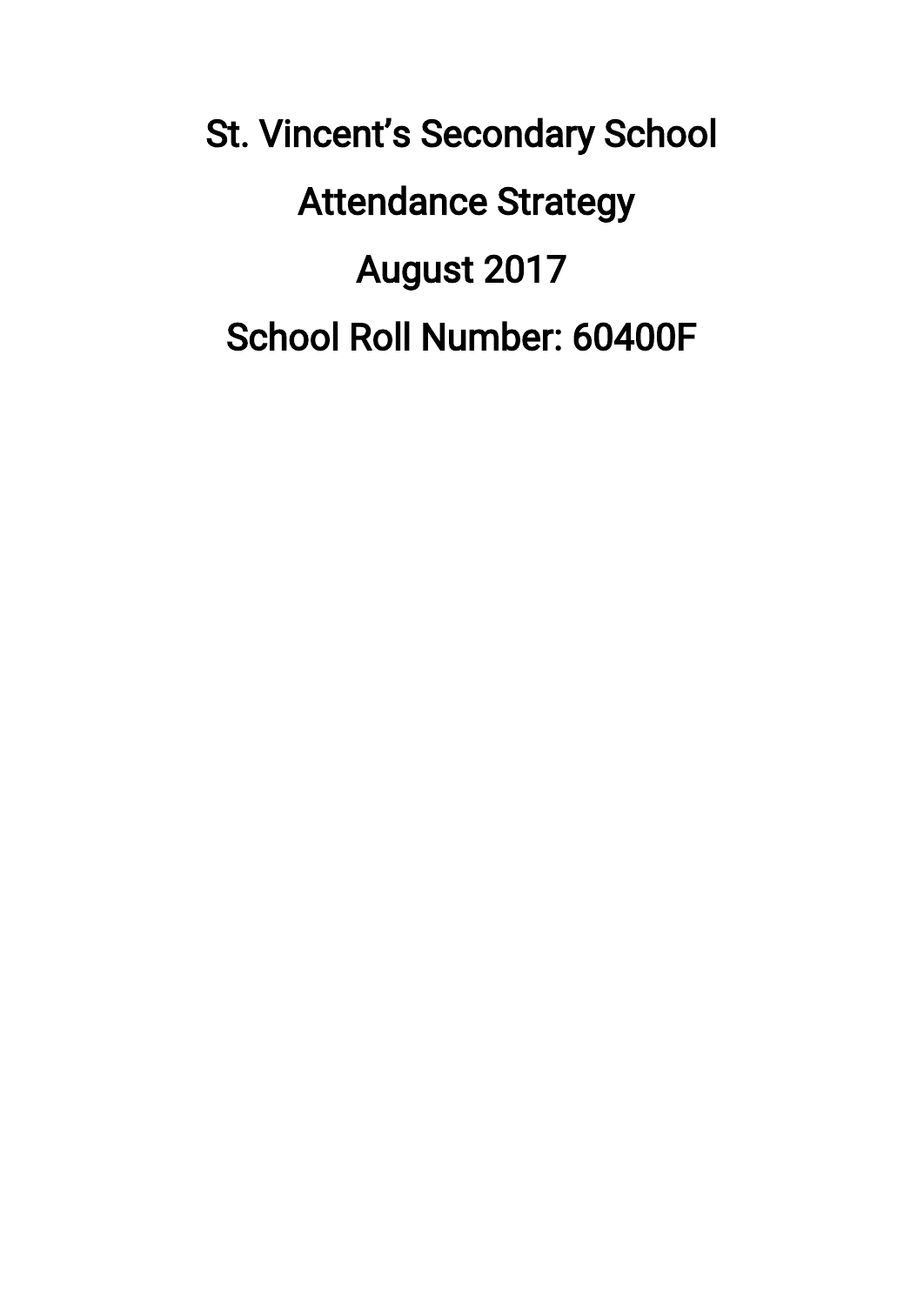# St. Vincent's Secondary School

# Attendance Strategy

# August 2017

# School Roll Number: 60400F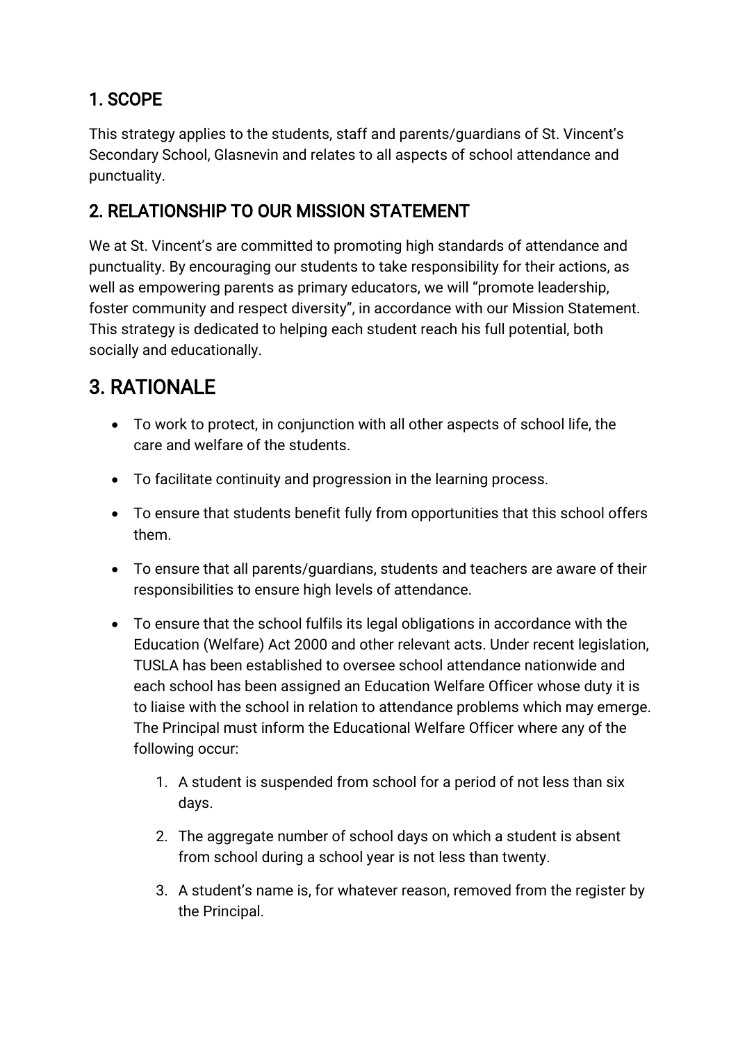## 1. SCOPE

This strategy applies to the students, staff and parents/guardians of St. Vincent's Secondary School, Glasnevin and relates to all aspects of school attendance and punctuality.

## 2. RELATIONSHIP TO OUR MISSION STATEMENT

We at St. Vincent's are committed to promoting high standards of attendance and punctuality. By encouraging our students to take responsibility for their actions, as well as empowering parents as primary educators, we will "promote leadership, foster community and respect diversity", in accordance with our Mission Statement. This strategy is dedicated to helping each student reach his full potential, both socially and educationally.

# 3. RATIONALE

- To work to protect, in conjunction with all other aspects of school life, the care and welfare of the students.
- To facilitate continuity and progression in the learning process.
- To ensure that students benefit fully from opportunities that this school offers them.
- To ensure that all parents/guardians, students and teachers are aware of their responsibilities to ensure high levels of attendance.
- To ensure that the school fulfils its legal obligations in accordance with the Education (Welfare) Act 2000 and other relevant acts. Under recent legislation, TUSLA has been established to oversee school attendance nationwide and each school has been assigned an Education Welfare Officer whose duty it is to liaise with the school in relation to attendance problems which may emerge. The Principal must inform the Educational Welfare Officer where any of the following occur:
    1. A student is suspended from school for a period of not less than six days.
    2. The aggregate number of school days on which a student is absent from school during a school year is not less than twenty.
    3. A student's name is, for whatever reason, removed from the register by the Principal.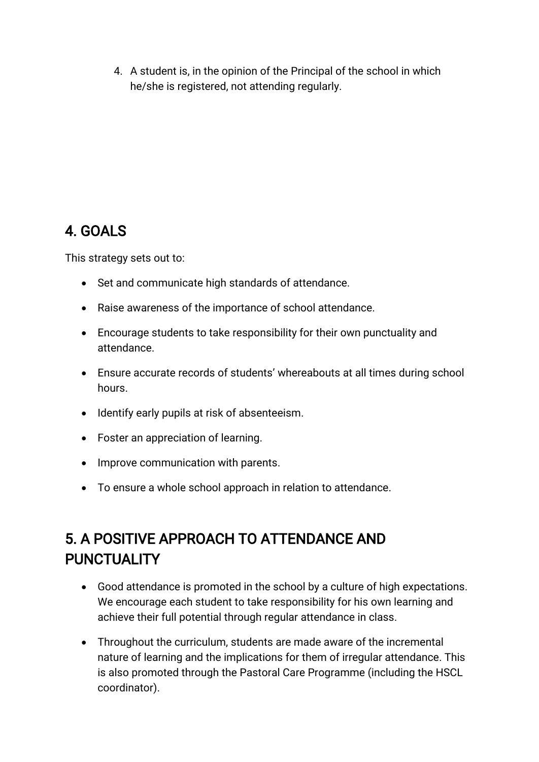4. A student is, in the opinion of the Principal of the school in which he/she is registered, not attending regularly.

## 4. GOALS

This strategy sets out to:

- Set and communicate high standards of attendance.
- Raise awareness of the importance of school attendance.
- Encourage students to take responsibility for their own punctuality and attendance.
- Ensure accurate records of students' whereabouts at all times during school hours.
- Identify early pupils at risk of absenteeism.
- Foster an appreciation of learning.
- Improve communication with parents.
- To ensure a whole school approach in relation to attendance.

## 5. A POSITIVE APPROACH TO ATTENDANCE AND PUNCTUALITY

- Good attendance is promoted in the school by a culture of high expectations. We encourage each student to take responsibility for his own learning and achieve their full potential through regular attendance in class.
- Throughout the curriculum, students are made aware of the incremental nature of learning and the implications for them of irregular attendance. This is also promoted through the Pastoral Care Programme (including the HSCL coordinator).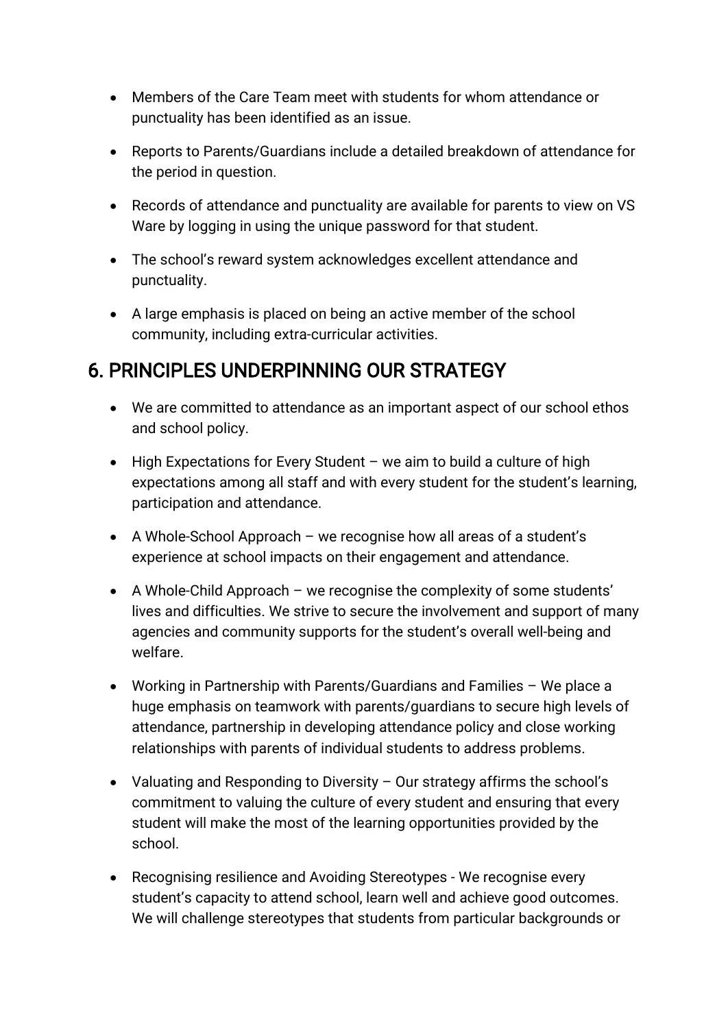- Members of the Care Team meet with students for whom attendance or punctuality has been identified as an issue.
- Reports to Parents/Guardians include a detailed breakdown of attendance for the period in question.
- Records of attendance and punctuality are available for parents to view on VS Ware by logging in using the unique password for that student.
- The school's reward system acknowledges excellent attendance and punctuality.
- A large emphasis is placed on being an active member of the school community, including extra-curricular activities.

## 6. PRINCIPLES UNDERPINNING OUR STRATEGY

- We are committed to attendance as an important aspect of our school ethos and school policy.
- High Expectations for Every Student – we aim to build a culture of high expectations among all staff and with every student for the student's learning, participation and attendance.
- A Whole-School Approach – we recognise how all areas of a student's experience at school impacts on their engagement and attendance.
- A Whole-Child Approach – we recognise the complexity of some students' lives and difficulties. We strive to secure the involvement and support of many agencies and community supports for the student's overall well-being and welfare.
- Working in Partnership with Parents/Guardians and Families – We place a huge emphasis on teamwork with parents/guardians to secure high levels of attendance, partnership in developing attendance policy and close working relationships with parents of individual students to address problems.
- Valuating and Responding to Diversity – Our strategy affirms the school's commitment to valuing the culture of every student and ensuring that every student will make the most of the learning opportunities provided by the school.
- Recognising resilience and Avoiding Stereotypes - We recognise every student's capacity to attend school, learn well and achieve good outcomes. We will challenge stereotypes that students from particular backgrounds or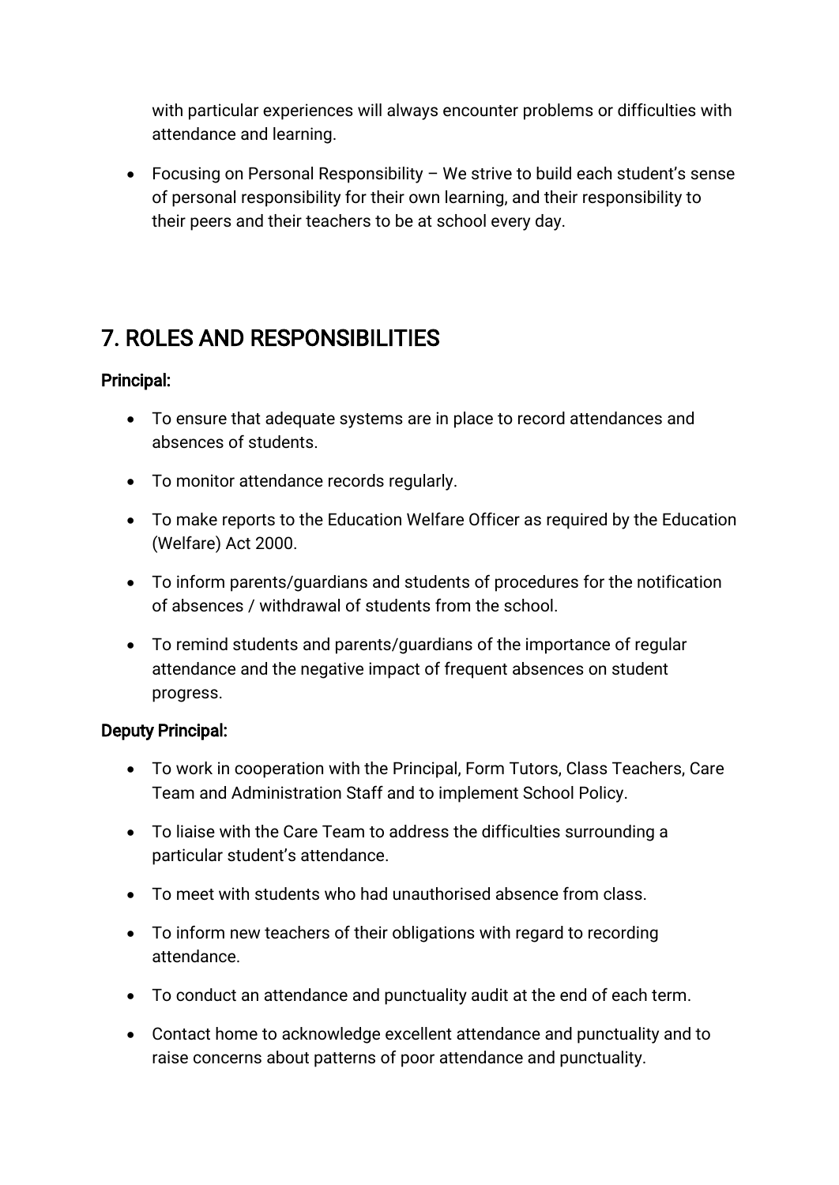with particular experiences will always encounter problems or difficulties with attendance and learning.

- Focusing on Personal Responsibility – We strive to build each student's sense of personal responsibility for their own learning, and their responsibility to their peers and their teachers to be at school every day.

## 7. ROLES AND RESPONSIBILITIES

**Principal:**

- To ensure that adequate systems are in place to record attendances and absences of students.
- To monitor attendance records regularly.
- To make reports to the Education Welfare Officer as required by the Education (Welfare) Act 2000.
- To inform parents/guardians and students of procedures for the notification of absences / withdrawal of students from the school.
- To remind students and parents/guardians of the importance of regular attendance and the negative impact of frequent absences on student progress.

**Deputy Principal:**

- To work in cooperation with the Principal, Form Tutors, Class Teachers, Care Team and Administration Staff and to implement School Policy.
- To liaise with the Care Team to address the difficulties surrounding a particular student's attendance.
- To meet with students who had unauthorised absence from class.
- To inform new teachers of their obligations with regard to recording attendance.
- To conduct an attendance and punctuality audit at the end of each term.
- Contact home to acknowledge excellent attendance and punctuality and to raise concerns about patterns of poor attendance and punctuality.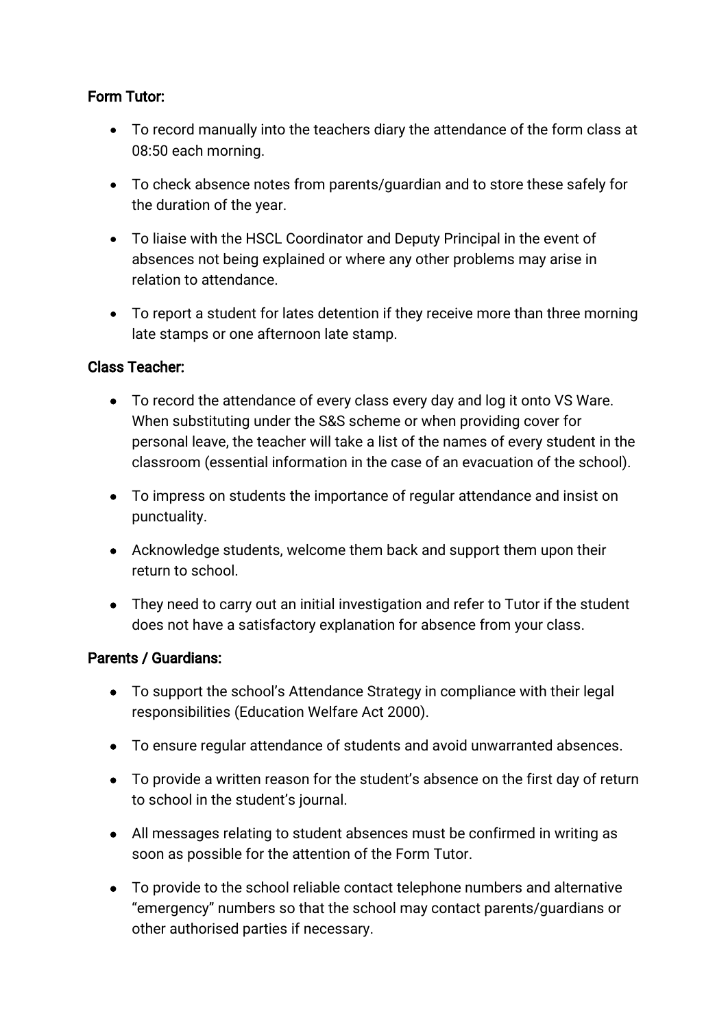**Form Tutor:**

- To record manually into the teachers diary the attendance of the form class at 08:50 each morning.
- To check absence notes from parents/guardian and to store these safely for the duration of the year.
- To liaise with the HSCL Coordinator and Deputy Principal in the event of absences not being explained or where any other problems may arise in relation to attendance.
- To report a student for lates detention if they receive more than three morning late stamps or one afternoon late stamp.

**Class Teacher:**

- To record the attendance of every class every day and log it onto VS Ware. When substituting under the S&S scheme or when providing cover for personal leave, the teacher will take a list of the names of every student in the classroom (essential information in the case of an evacuation of the school).
- To impress on students the importance of regular attendance and insist on punctuality.
- Acknowledge students, welcome them back and support them upon their return to school.
- They need to carry out an initial investigation and refer to Tutor if the student does not have a satisfactory explanation for absence from your class.

**Parents / Guardians:**

- To support the school's Attendance Strategy in compliance with their legal responsibilities (Education Welfare Act 2000).
- To ensure regular attendance of students and avoid unwarranted absences.
- To provide a written reason for the student's absence on the first day of return to school in the student's journal.
- All messages relating to student absences must be confirmed in writing as soon as possible for the attention of the Form Tutor.
- To provide to the school reliable contact telephone numbers and alternative "emergency" numbers so that the school may contact parents/guardians or other authorised parties if necessary.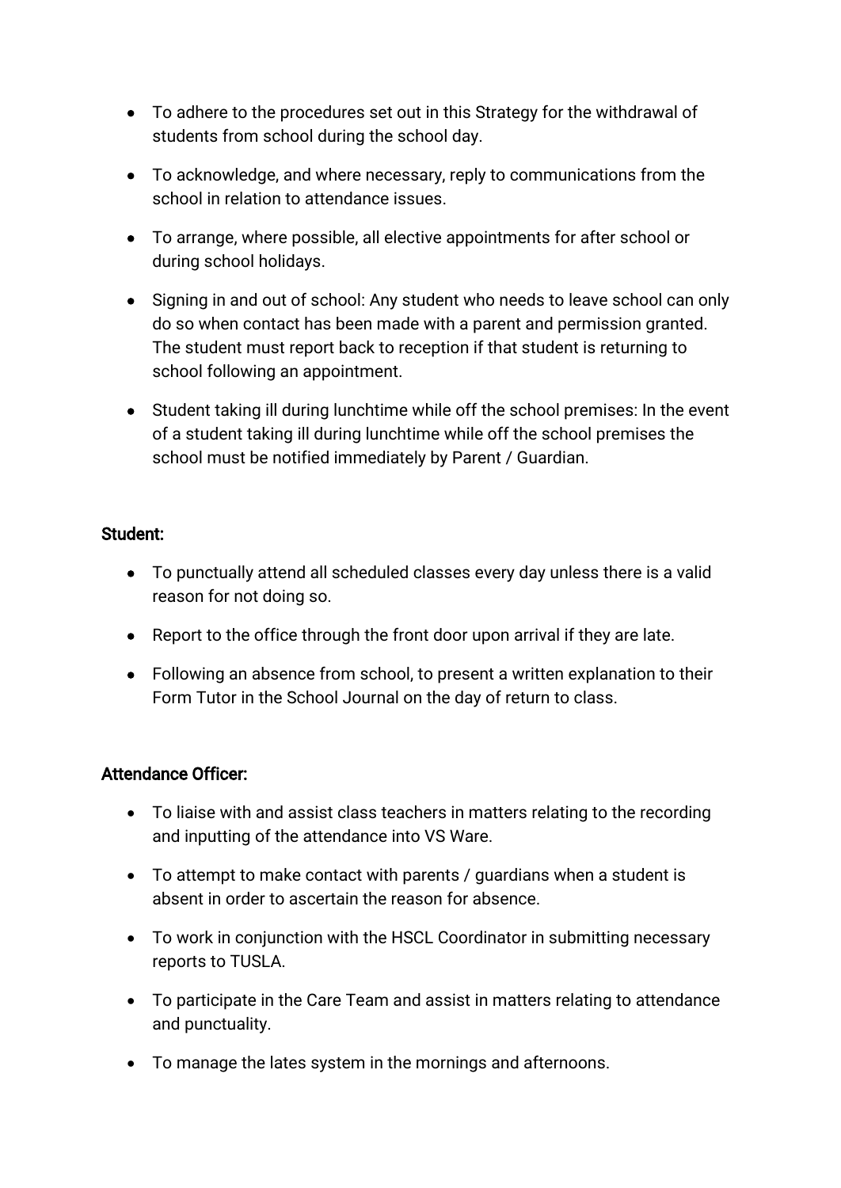- To adhere to the procedures set out in this Strategy for the withdrawal of students from school during the school day.
- To acknowledge, and where necessary, reply to communications from the school in relation to attendance issues.
- To arrange, where possible, all elective appointments for after school or during school holidays.
- Signing in and out of school: Any student who needs to leave school can only do so when contact has been made with a parent and permission granted. The student must report back to reception if that student is returning to school following an appointment.
- Student taking ill during lunchtime while off the school premises: In the event of a student taking ill during lunchtime while off the school premises the school must be notified immediately by Parent / Guardian.

**Student:**

- To punctually attend all scheduled classes every day unless there is a valid reason for not doing so.
- Report to the office through the front door upon arrival if they are late.
- Following an absence from school, to present a written explanation to their Form Tutor in the School Journal on the day of return to class.

**Attendance Officer:**

- To liaise with and assist class teachers in matters relating to the recording and inputting of the attendance into VS Ware.
- To attempt to make contact with parents / guardians when a student is absent in order to ascertain the reason for absence.
- To work in conjunction with the HSCL Coordinator in submitting necessary reports to TUSLA.
- To participate in the Care Team and assist in matters relating to attendance and punctuality.
- To manage the lates system in the mornings and afternoons.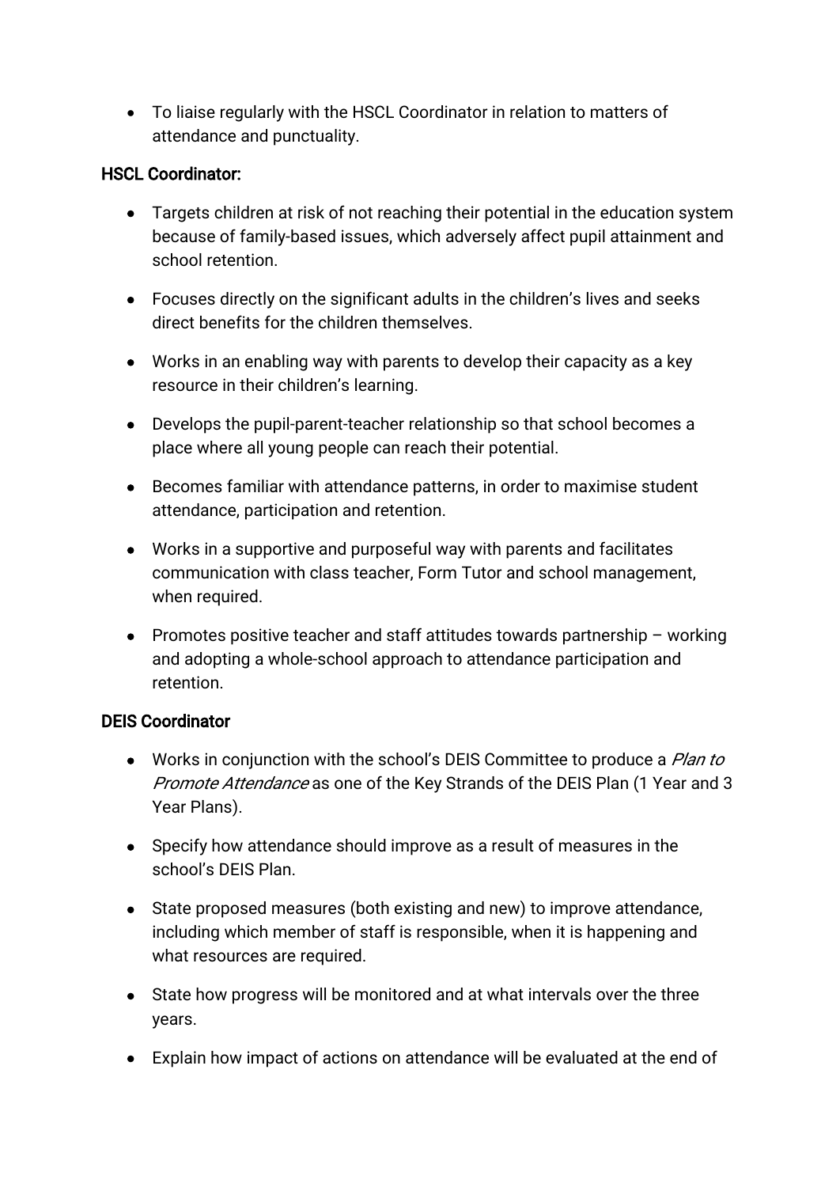- To liaise regularly with the HSCL Coordinator in relation to matters of attendance and punctuality.

### HSCL Coordinator:

- Targets children at risk of not reaching their potential in the education system because of family-based issues, which adversely affect pupil attainment and school retention.
- Focuses directly on the significant adults in the children's lives and seeks direct benefits for the children themselves.
- Works in an enabling way with parents to develop their capacity as a key resource in their children's learning.
- Develops the pupil-parent-teacher relationship so that school becomes a place where all young people can reach their potential.
- Becomes familiar with attendance patterns, in order to maximise student attendance, participation and retention.
- Works in a supportive and purposeful way with parents and facilitates communication with class teacher, Form Tutor and school management, when required.
- Promotes positive teacher and staff attitudes towards partnership – working and adopting a whole-school approach to attendance participation and retention.

### DEIS Coordinator

- Works in conjunction with the school's DEIS Committee to produce a *Plan to Promote Attendance* as one of the Key Strands of the DEIS Plan (1 Year and 3 Year Plans).
- Specify how attendance should improve as a result of measures in the school's DEIS Plan.
- State proposed measures (both existing and new) to improve attendance, including which member of staff is responsible, when it is happening and what resources are required.
- State how progress will be monitored and at what intervals over the three years.
- Explain how impact of actions on attendance will be evaluated at the end of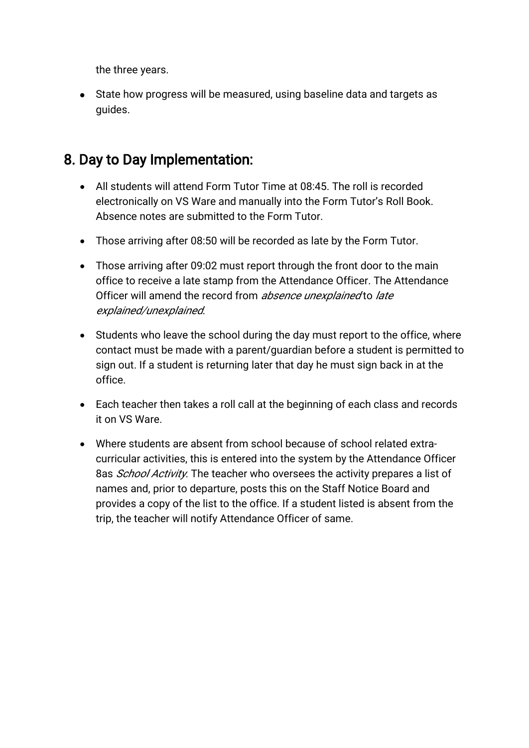the three years.

- State how progress will be measured, using baseline data and targets as guides.

## 8. Day to Day Implementation:

- All students will attend Form Tutor Time at 08:45. The roll is recorded electronically on VS Ware and manually into the Form Tutor's Roll Book. Absence notes are submitted to the Form Tutor.
- Those arriving after 08:50 will be recorded as late by the Form Tutor.
- Those arriving after 09:02 must report through the front door to the main office to receive a late stamp from the Attendance Officer. The Attendance Officer will amend the record from *absence unexplained* to *late explained/unexplained*.
- Students who leave the school during the day must report to the office, where contact must be made with a parent/guardian before a student is permitted to sign out. If a student is returning later that day he must sign back in at the office.
- Each teacher then takes a roll call at the beginning of each class and records it on VS Ware.
- Where students are absent from school because of school related extra-curricular activities, this is entered into the system by the Attendance Officer 8as *School Activity*. The teacher who oversees the activity prepares a list of names and, prior to departure, posts this on the Staff Notice Board and provides a copy of the list to the office. If a student listed is absent from the trip, the teacher will notify Attendance Officer of same.